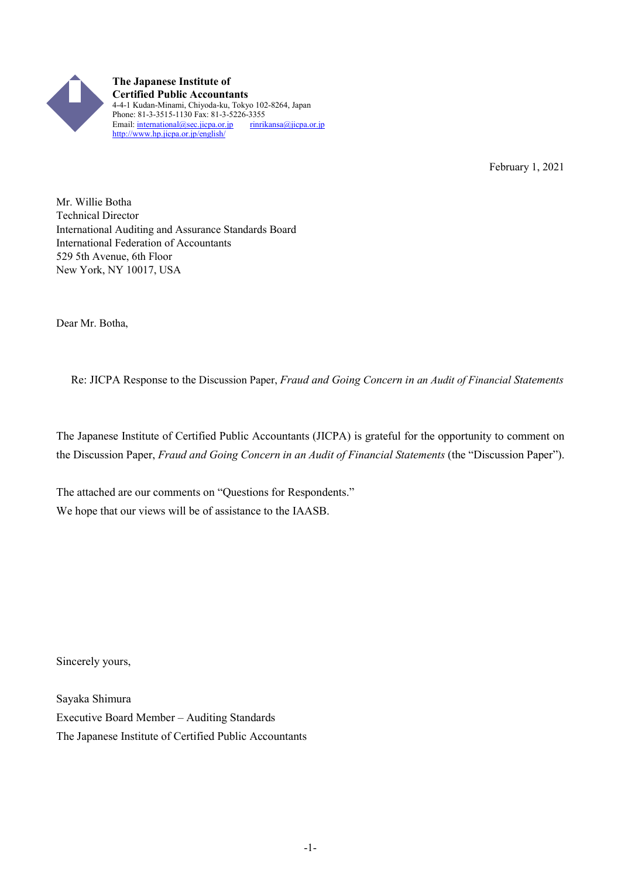**The Japanese Institute of Certified Public Accountants**
4-4-1 Kudan-Minami, Chiyoda-ku, Tokyo 102-8264, Japan
Phone: 81-3-3515-1130 Fax: 81-3-5226-3355
Email: international@sec.jicpa.or.jp rinrikansa@jicpa.or.jp
http://www.hp.jicpa.or.jp/english/

February 1, 2021

Mr. Willie Botha
Technical Director
International Auditing and Assurance Standards Board
International Federation of Accountants
529 5th Avenue, 6th Floor
New York, NY 10017, USA

Dear Mr. Botha,

Re: JICPA Response to the Discussion Paper, *Fraud and Going Concern in an Audit of Financial Statements*

The Japanese Institute of Certified Public Accountants (JICPA) is grateful for the opportunity to comment on the Discussion Paper, *Fraud and Going Concern in an Audit of Financial Statements* (the "Discussion Paper").

The attached are our comments on "Questions for Respondents."
We hope that our views will be of assistance to the IAASB.

Sincerely yours,

Sayaka Shimura
Executive Board Member – Auditing Standards
The Japanese Institute of Certified Public Accountants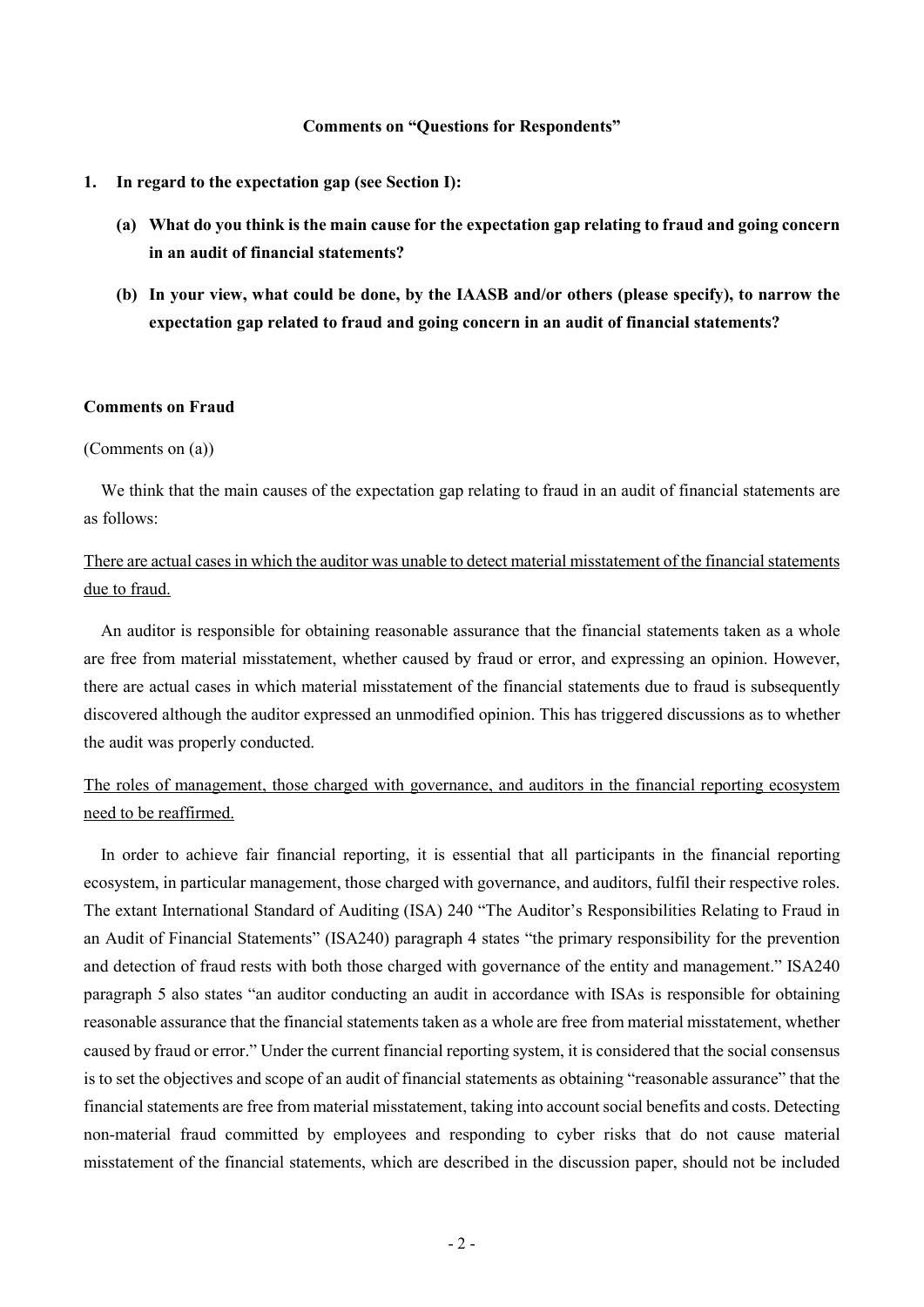**Comments on "Questions for Respondents"**

1. **In regard to the expectation gap (see Section I):**

   **(a) What do you think is the main cause for the expectation gap relating to fraud and going concern in an audit of financial statements?**

   **(b) In your view, what could be done, by the IAASB and/or others (please specify), to narrow the expectation gap related to fraud and going concern in an audit of financial statements?**

**Comments on Fraud**

(Comments on (a))

We think that the main causes of the expectation gap relating to fraud in an audit of financial statements are as follows:

<u>There are actual cases in which the auditor was unable to detect material misstatement of the financial statements due to fraud.</u>

An auditor is responsible for obtaining reasonable assurance that the financial statements taken as a whole are free from material misstatement, whether caused by fraud or error, and expressing an opinion. However, there are actual cases in which material misstatement of the financial statements due to fraud is subsequently discovered although the auditor expressed an unmodified opinion. This has triggered discussions as to whether the audit was properly conducted.

<u>The roles of management, those charged with governance, and auditors in the financial reporting ecosystem need to be reaffirmed.</u>

In order to achieve fair financial reporting, it is essential that all participants in the financial reporting ecosystem, in particular management, those charged with governance, and auditors, fulfil their respective roles. The extant International Standard of Auditing (ISA) 240 "The Auditor's Responsibilities Relating to Fraud in an Audit of Financial Statements" (ISA240) paragraph 4 states "the primary responsibility for the prevention and detection of fraud rests with both those charged with governance of the entity and management." ISA240 paragraph 5 also states "an auditor conducting an audit in accordance with ISAs is responsible for obtaining reasonable assurance that the financial statements taken as a whole are free from material misstatement, whether caused by fraud or error." Under the current financial reporting system, it is considered that the social consensus is to set the objectives and scope of an audit of financial statements as obtaining "reasonable assurance" that the financial statements are free from material misstatement, taking into account social benefits and costs. Detecting non-material fraud committed by employees and responding to cyber risks that do not cause material misstatement of the financial statements, which are described in the discussion paper, should not be included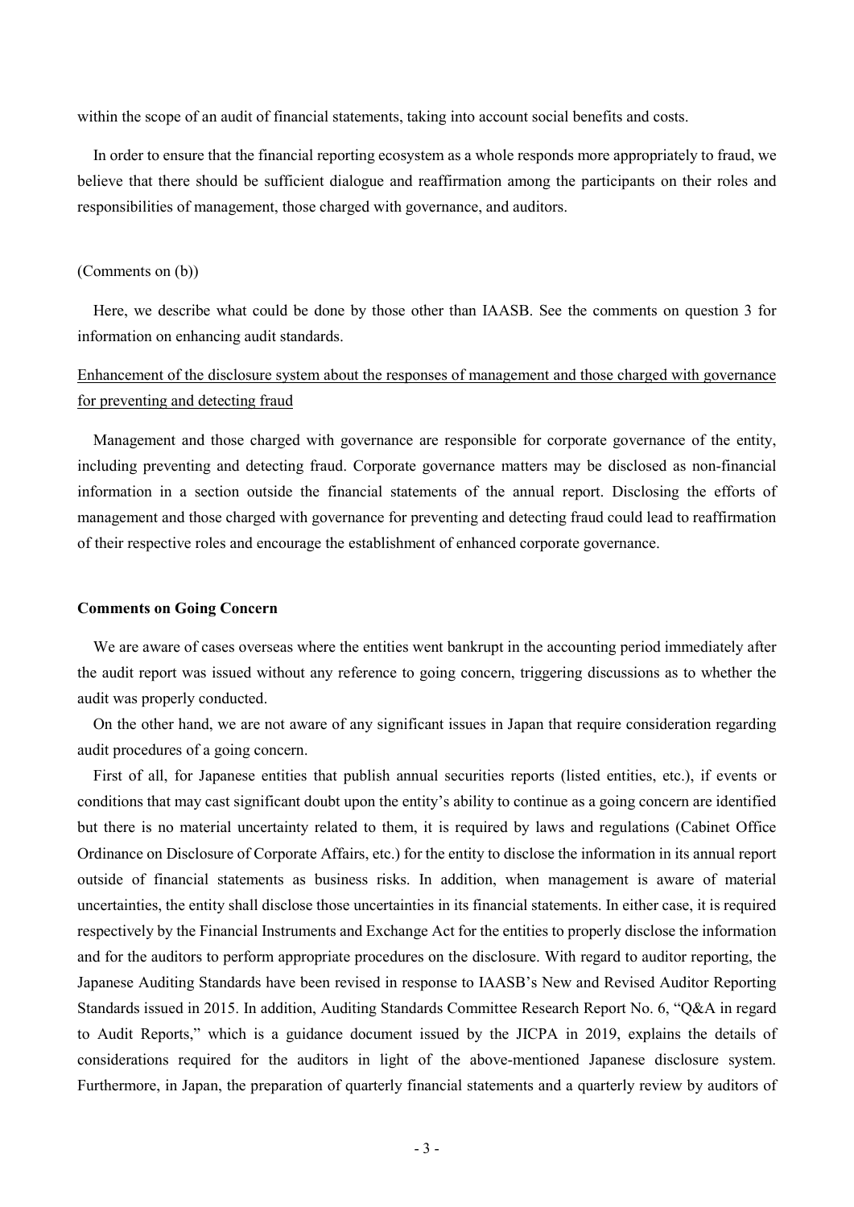within the scope of an audit of financial statements, taking into account social benefits and costs.

In order to ensure that the financial reporting ecosystem as a whole responds more appropriately to fraud, we believe that there should be sufficient dialogue and reaffirmation among the participants on their roles and responsibilities of management, those charged with governance, and auditors.

(Comments on (b))

Here, we describe what could be done by those other than IASB. See the comments on question 3 for information on enhancing audit standards.

<u>Enhancement of the disclosure system about the responses of management and those charged with governance for preventing and detecting fraud</u>

Management and those charged with governance are responsible for corporate governance of the entity, including preventing and detecting fraud. Corporate governance matters may be disclosed as non-financial information in a section outside the financial statements of the annual report. Disclosing the efforts of management and those charged with governance for preventing and detecting fraud could lead to reaffirmation of their respective roles and encourage the establishment of enhanced corporate governance.

**Comments on Going Concern**

We are aware of cases overseas where the entities went bankrupt in the accounting period immediately after the audit report was issued without any reference to going concern, triggering discussions as to whether the audit was properly conducted.

On the other hand, we are not aware of any significant issues in Japan that require consideration regarding audit procedures of a going concern.

First of all, for Japanese entities that publish annual securities reports (listed entities, etc.), if events or conditions that may cast significant doubt upon the entity's ability to continue as a going concern are identified but there is no material uncertainty related to them, it is required by laws and regulations (Cabinet Office Ordinance on Disclosure of Corporate Affairs, etc.) for the entity to disclose the information in its annual report outside of financial statements as business risks. In addition, when management is aware of material uncertainties, the entity shall disclose those uncertainties in its financial statements. In either case, it is required respectively by the Financial Instruments and Exchange Act for the entities to properly disclose the information and for the auditors to perform appropriate procedures on the disclosure. With regard to auditor reporting, the Japanese Auditing Standards have been revised in response to IAASB's New and Revised Auditor Reporting Standards issued in 2015. In addition, Auditing Standards Committee Research Report No. 6, "Q&A in regard to Audit Reports," which is a guidance document issued by the JICPA in 2019, explains the details of considerations required for the auditors in light of the above-mentioned Japanese disclosure system. Furthermore, in Japan, the preparation of quarterly financial statements and a quarterly review by auditors of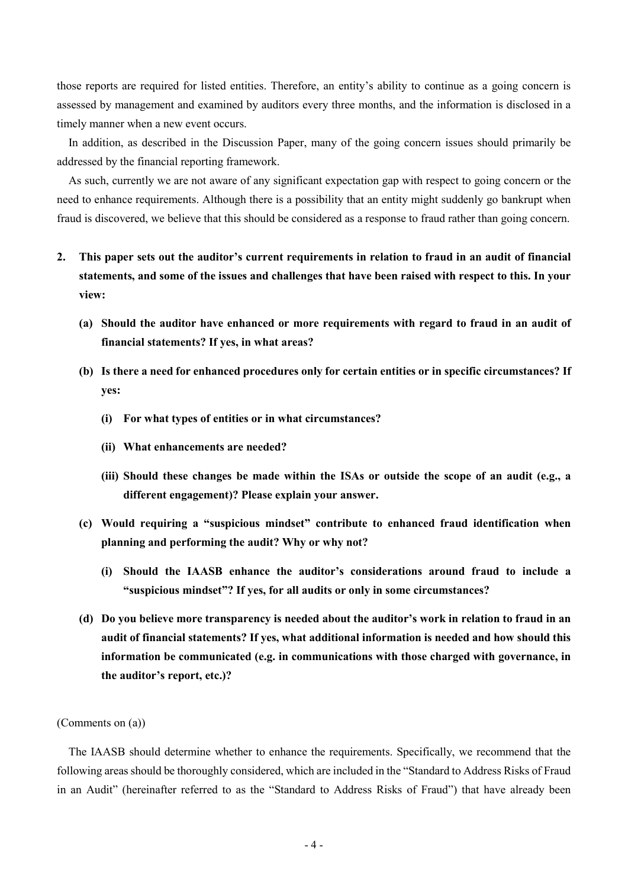those reports are required for listed entities. Therefore, an entity's ability to continue as a going concern is assessed by management and examined by auditors every three months, and the information is disclosed in a timely manner when a new event occurs.

In addition, as described in the Discussion Paper, many of the going concern issues should primarily be addressed by the financial reporting framework.

As such, currently we are not aware of any significant expectation gap with respect to going concern or the need to enhance requirements. Although there is a possibility that an entity might suddenly go bankrupt when fraud is discovered, we believe that this should be considered as a response to fraud rather than going concern.

2. **This paper sets out the auditor's current requirements in relation to fraud in an audit of financial statements, and some of the issues and challenges that have been raised with respect to this. In your view:**

   **(a) Should the auditor have enhanced or more requirements with regard to fraud in an audit of financial statements? If yes, in what areas?**

   **(b) Is there a need for enhanced procedures only for certain entities or in specific circumstances? If yes:**

   **(i) For what types of entities or in what circumstances?**

   **(ii) What enhancements are needed?**

   **(iii) Should these changes be made within the ISAs or outside the scope of an audit (e.g., a different engagement)? Please explain your answer.**

   **(c) Would requiring a "suspicious mindset" contribute to enhanced fraud identification when planning and performing the audit? Why or why not?**

   **(i) Should the IAASB enhance the auditor's considerations around fraud to include a "suspicious mindset"? If yes, for all audits or only in some circumstances?**

   **(d) Do you believe more transparency is needed about the auditor's work in relation to fraud in an audit of financial statements? If yes, what additional information is needed and how should this information be communicated (e.g. in communications with those charged with governance, in the auditor's report, etc.)?**

(Comments on (a))

The IAASB should determine whether to enhance the requirements. Specifically, we recommend that the following areas should be thoroughly considered, which are included in the "Standard to Address Risks of Fraud in an Audit" (hereinafter referred to as the "Standard to Address Risks of Fraud") that have already been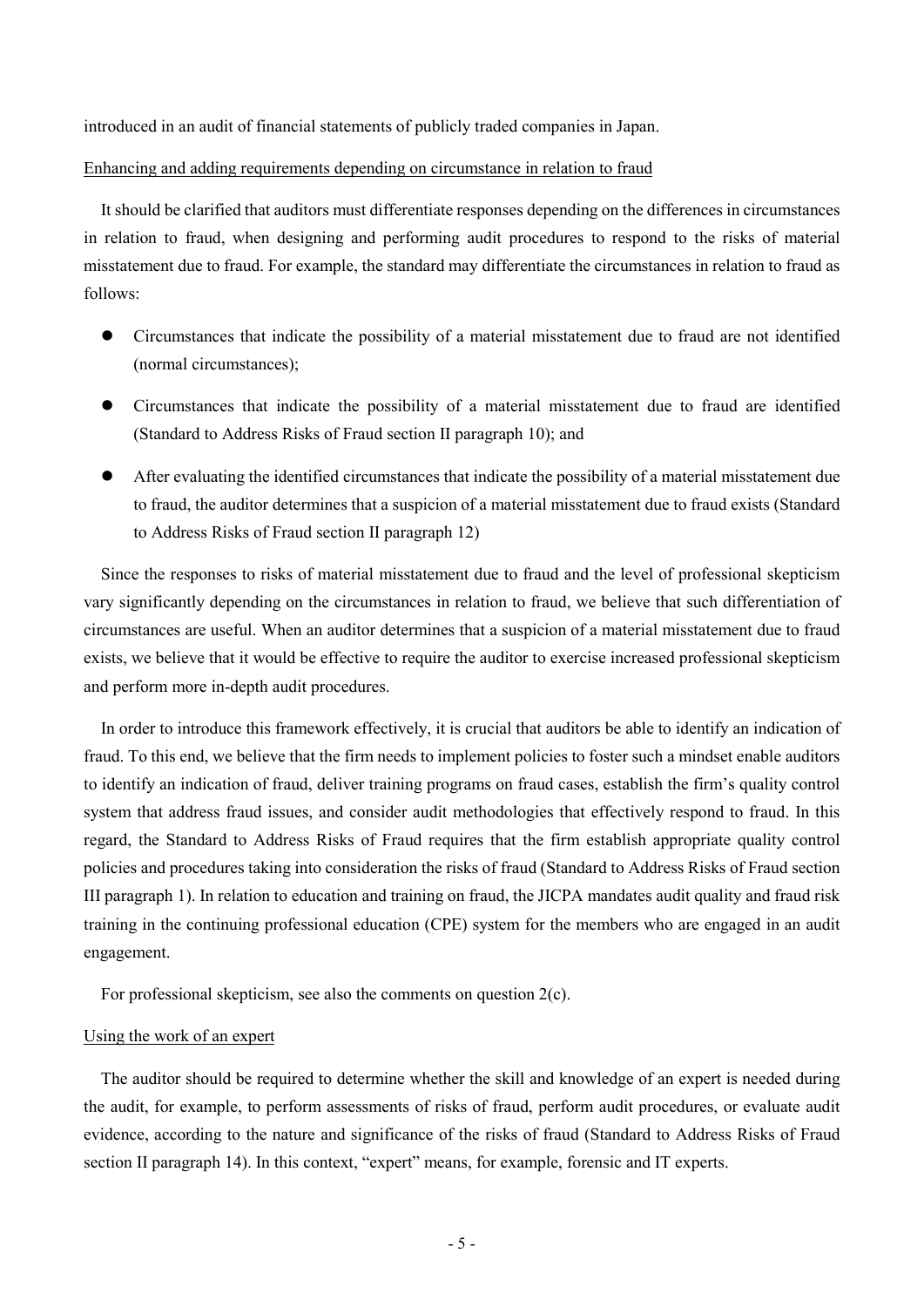introduced in an audit of financial statements of publicly traded companies in Japan.

Enhancing and adding requirements depending on circumstance in relation to fraud

It should be clarified that auditors must differentiate responses depending on the differences in circumstances in relation to fraud, when designing and performing audit procedures to respond to the risks of material misstatement due to fraud. For example, the standard may differentiate the circumstances in relation to fraud as follows:

- Circumstances that indicate the possibility of a material misstatement due to fraud are not identified (normal circumstances);
- Circumstances that indicate the possibility of a material misstatement due to fraud are identified (Standard to Address Risks of Fraud section II paragraph 10); and
- After evaluating the identified circumstances that indicate the possibility of a material misstatement due to fraud, the auditor determines that a suspicion of a material misstatement due to fraud exists (Standard to Address Risks of Fraud section II paragraph 12)

Since the responses to risks of material misstatement due to fraud and the level of professional skepticism vary significantly depending on the circumstances in relation to fraud, we believe that such differentiation of circumstances are useful. When an auditor determines that a suspicion of a material misstatement due to fraud exists, we believe that it would be effective to require the auditor to exercise increased professional skepticism and perform more in-depth audit procedures.

In order to introduce this framework effectively, it is crucial that auditors be able to identify an indication of fraud. To this end, we believe that the firm needs to implement policies to foster such a mindset enable auditors to identify an indication of fraud, deliver training programs on fraud cases, establish the firm's quality control system that address fraud issues, and consider audit methodologies that effectively respond to fraud. In this regard, the Standard to Address Risks of Fraud requires that the firm establish appropriate quality control policies and procedures taking into consideration the risks of fraud (Standard to Address Risks of Fraud section III paragraph 1). In relation to education and training on fraud, the JICPA mandates audit quality and fraud risk training in the continuing professional education (CPE) system for the members who are engaged in an audit engagement.

For professional skepticism, see also the comments on question 2(c).

Using the work of an expert

The auditor should be required to determine whether the skill and knowledge of an expert is needed during the audit, for example, to perform assessments of risks of fraud, perform audit procedures, or evaluate audit evidence, according to the nature and significance of the risks of fraud (Standard to Address Risks of Fraud section II paragraph 14). In this context, "expert" means, for example, forensic and IT experts.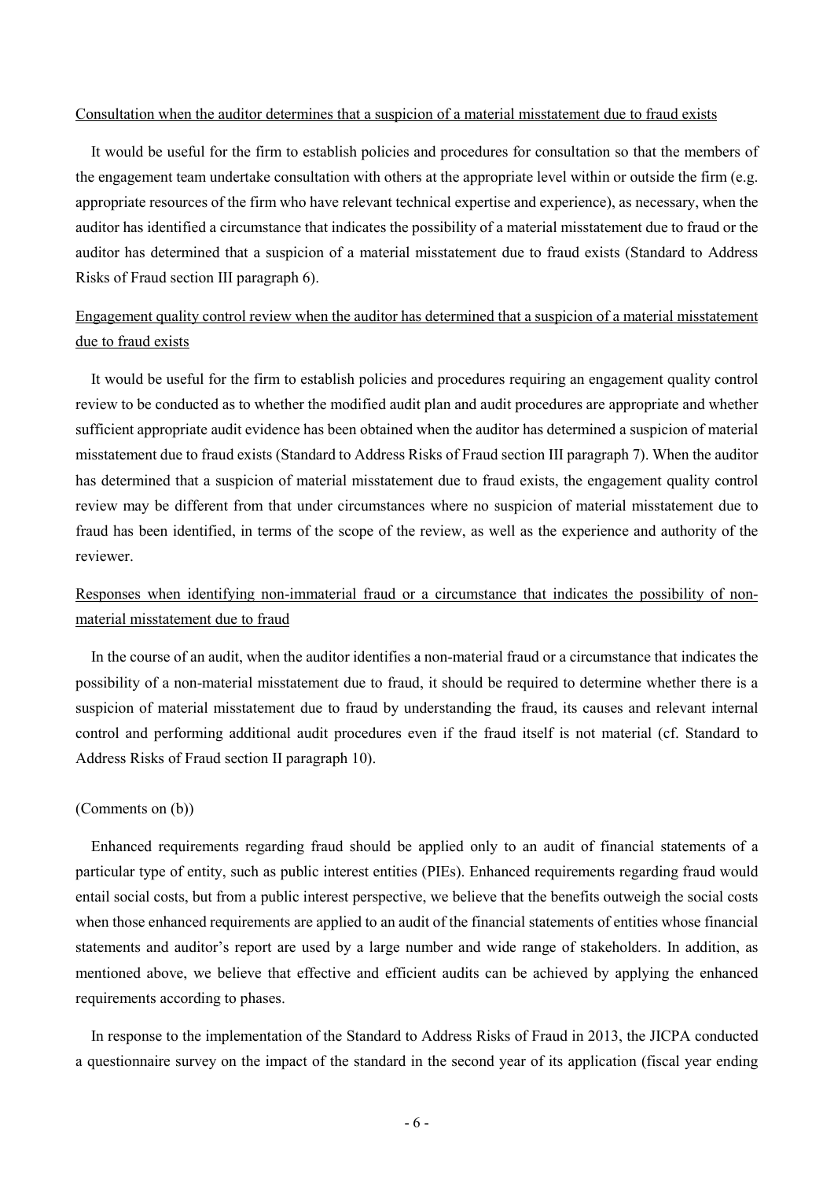<u>Consultation when the auditor determines that a suspicion of a material misstatement due to fraud exists</u>

It would be useful for the firm to establish policies and procedures for consultation so that the members of the engagement team undertake consultation with others at the appropriate level within or outside the firm (e.g. appropriate resources of the firm who have relevant technical expertise and experience), as necessary, when the auditor has identified a circumstance that indicates the possibility of a material misstatement due to fraud or the auditor has determined that a suspicion of a material misstatement due to fraud exists (Standard to Address Risks of Fraud section III paragraph 6).

<u>Engagement quality control review when the auditor has determined that a suspicion of a material misstatement due to fraud exists</u>

It would be useful for the firm to establish policies and procedures requiring an engagement quality control review to be conducted as to whether the modified audit plan and audit procedures are appropriate and whether sufficient appropriate audit evidence has been obtained when the auditor has determined a suspicion of material misstatement due to fraud exists (Standard to Address Risks of Fraud section III paragraph 7). When the auditor has determined that a suspicion of material misstatement due to fraud exists, the engagement quality control review may be different from that under circumstances where no suspicion of material misstatement due to fraud has been identified, in terms of the scope of the review, as well as the experience and authority of the reviewer.

<u>Responses when identifying non-immaterial fraud or a circumstance that indicates the possibility of non-material misstatement due to fraud</u>

In the course of an audit, when the auditor identifies a non-material fraud or a circumstance that indicates the possibility of a non-material misstatement due to fraud, it should be required to determine whether there is a suspicion of material misstatement due to fraud by understanding the fraud, its causes and relevant internal control and performing additional audit procedures even if the fraud itself is not material (cf. Standard to Address Risks of Fraud section II paragraph 10).

(Comments on (b))

Enhanced requirements regarding fraud should be applied only to an audit of financial statements of a particular type of entity, such as public interest entities (PIEs). Enhanced requirements regarding fraud would entail social costs, but from a public interest perspective, we believe that the benefits outweigh the social costs when those enhanced requirements are applied to an audit of the financial statements of entities whose financial statements and auditor's report are used by a large number and wide range of stakeholders. In addition, as mentioned above, we believe that effective and efficient audits can be achieved by applying the enhanced requirements according to phases.

In response to the implementation of the Standard to Address Risks of Fraud in 2013, the JICPA conducted a questionnaire survey on the impact of the standard in the second year of its application (fiscal year ending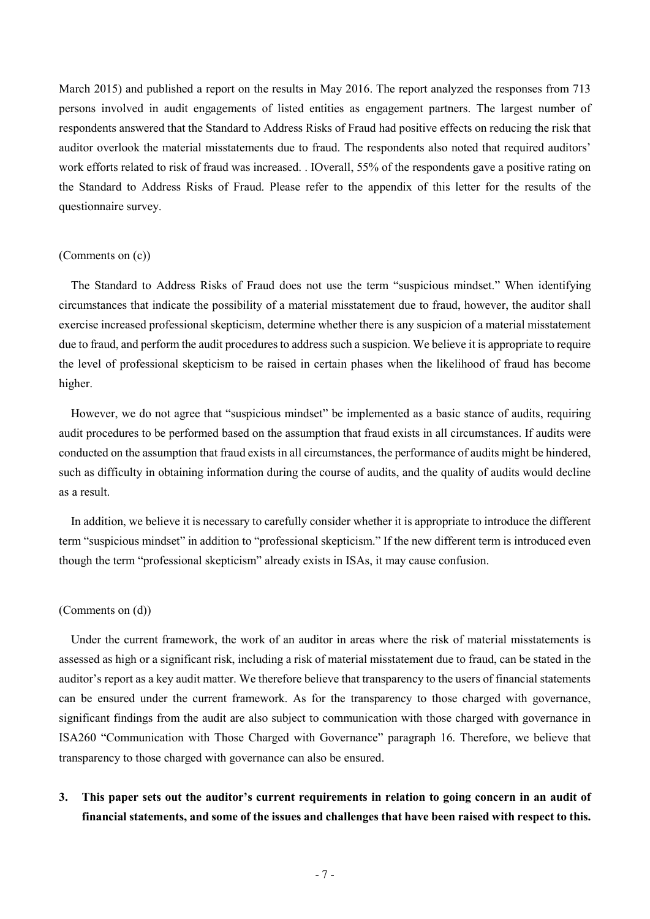March 2015) and published a report on the results in May 2016. The report analyzed the responses from 713 persons involved in audit engagements of listed entities as engagement partners. The largest number of respondents answered that the Standard to Address Risks of Fraud had positive effects on reducing the risk that auditor overlook the material misstatements due to fraud. The respondents also noted that required auditors' work efforts related to risk of fraud was increased. . IOverall, 55% of the respondents gave a positive rating on the Standard to Address Risks of Fraud. Please refer to the appendix of this letter for the results of the questionnaire survey.

(Comments on (c))

The Standard to Address Risks of Fraud does not use the term "suspicious mindset." When identifying circumstances that indicate the possibility of a material misstatement due to fraud, however, the auditor shall exercise increased professional skepticism, determine whether there is any suspicion of a material misstatement due to fraud, and perform the audit procedures to address such a suspicion. We believe it is appropriate to require the level of professional skepticism to be raised in certain phases when the likelihood of fraud has become higher.

However, we do not agree that "suspicious mindset" be implemented as a basic stance of audits, requiring audit procedures to be performed based on the assumption that fraud exists in all circumstances. If audits were conducted on the assumption that fraud exists in all circumstances, the performance of audits might be hindered, such as difficulty in obtaining information during the course of audits, and the quality of audits would decline as a result.

In addition, we believe it is necessary to carefully consider whether it is appropriate to introduce the different term "suspicious mindset" in addition to "professional skepticism." If the new different term is introduced even though the term "professional skepticism" already exists in ISAs, it may cause confusion.

(Comments on (d))

Under the current framework, the work of an auditor in areas where the risk of material misstatements is assessed as high or a significant risk, including a risk of material misstatement due to fraud, can be stated in the auditor's report as a key audit matter. We therefore believe that transparency to the users of financial statements can be ensured under the current framework. As for the transparency to those charged with governance, significant findings from the audit are also subject to communication with those charged with governance in ISA260 "Communication with Those Charged with Governance" paragraph 16. Therefore, we believe that transparency to those charged with governance can also be ensured.

3. **This paper sets out the auditor's current requirements in relation to going concern in an audit of financial statements, and some of the issues and challenges that have been raised with respect to this.**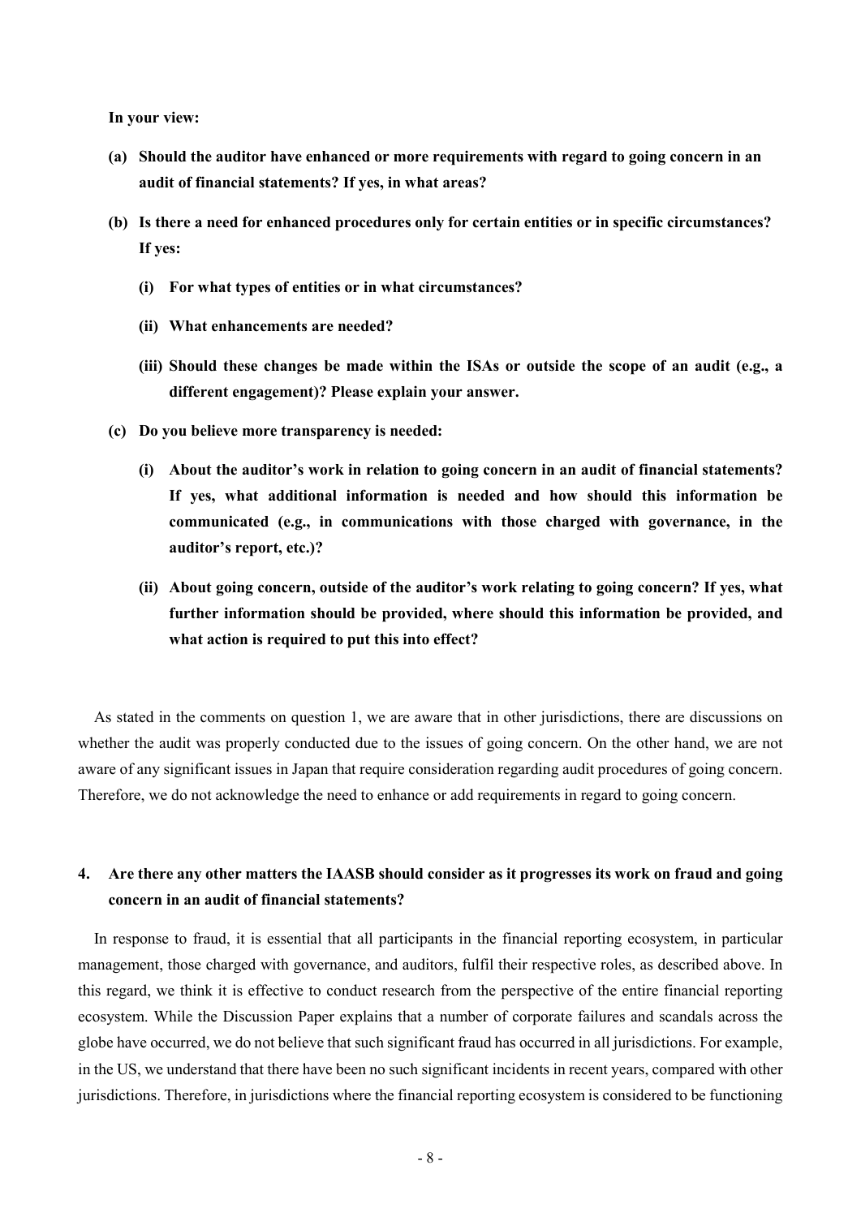**In your view:**

**(a) Should the auditor have enhanced or more requirements with regard to going concern in an audit of financial statements? If yes, in what areas?**

**(b) Is there a need for enhanced procedures only for certain entities or in specific circumstances? If yes:**

**(i) For what types of entities or in what circumstances?**

**(ii) What enhancements are needed?**

**(iii) Should these changes be made within the ISAs or outside the scope of an audit (e.g., a different engagement)? Please explain your answer.**

**(c) Do you believe more transparency is needed:**

**(i) About the auditor's work in relation to going concern in an audit of financial statements? If yes, what additional information is needed and how should this information be communicated (e.g., in communications with those charged with governance, in the auditor's report, etc.)?**

**(ii) About going concern, outside of the auditor's work relating to going concern? If yes, what further information should be provided, where should this information be provided, and what action is required to put this into effect?**

As stated in the comments on question 1, we are aware that in other jurisdictions, there are discussions on whether the audit was properly conducted due to the issues of going concern. On the other hand, we are not aware of any significant issues in Japan that require consideration regarding audit procedures of going concern. Therefore, we do not acknowledge the need to enhance or add requirements in regard to going concern.

## 4. Are there any other matters the IAASB should consider as it progresses its work on fraud and going concern in an audit of financial statements?

In response to fraud, it is essential that all participants in the financial reporting ecosystem, in particular management, those charged with governance, and auditors, fulfil their respective roles, as described above. In this regard, we think it is effective to conduct research from the perspective of the entire financial reporting ecosystem. While the Discussion Paper explains that a number of corporate failures and scandals across the globe have occurred, we do not believe that such significant fraud has occurred in all jurisdictions. For example, in the US, we understand that there have been no such significant incidents in recent years, compared with other jurisdictions. Therefore, in jurisdictions where the financial reporting ecosystem is considered to be functioning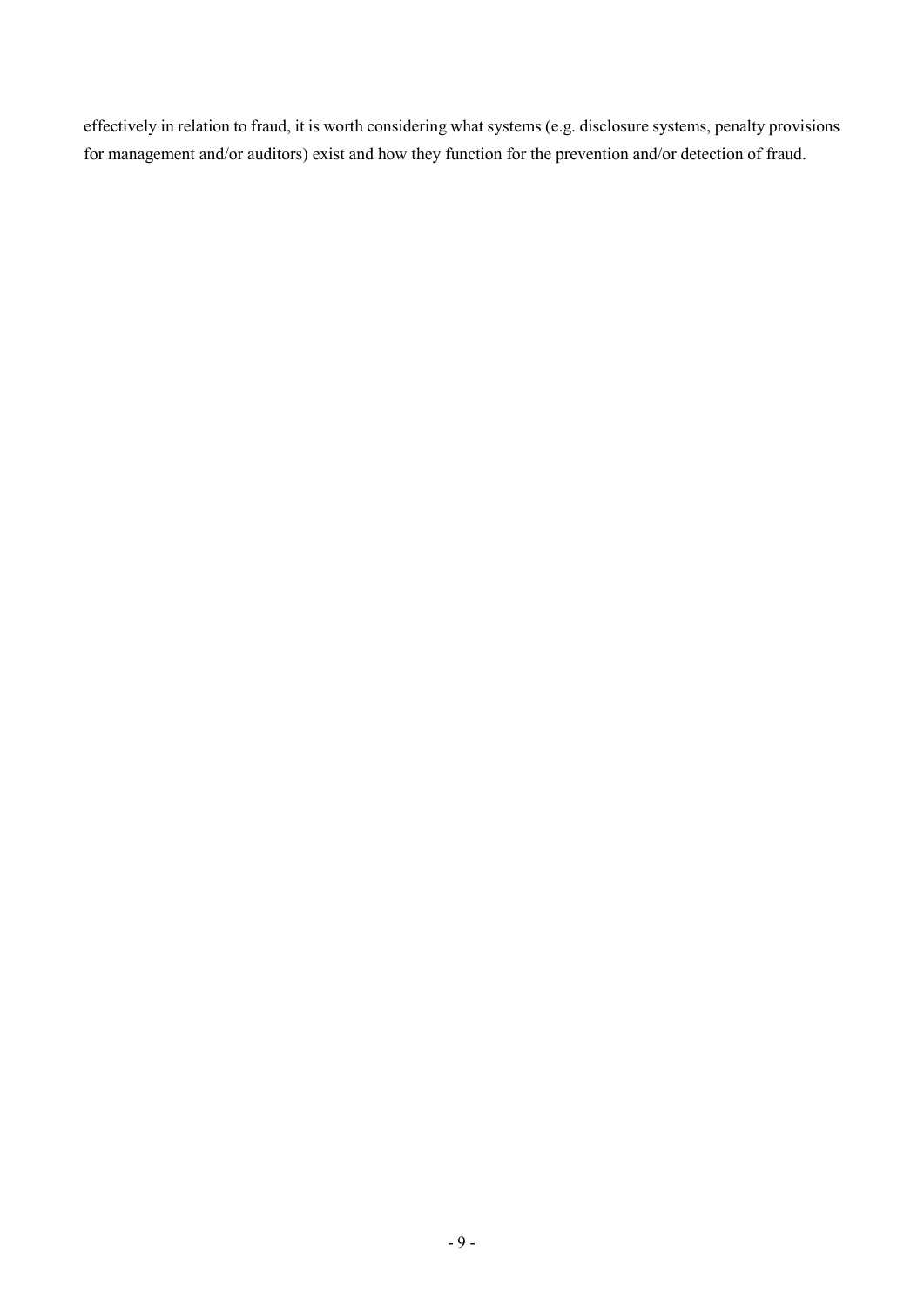effectively in relation to fraud, it is worth considering what systems (e.g. disclosure systems, penalty provisions for management and/or auditors) exist and how they function for the prevention and/or detection of fraud.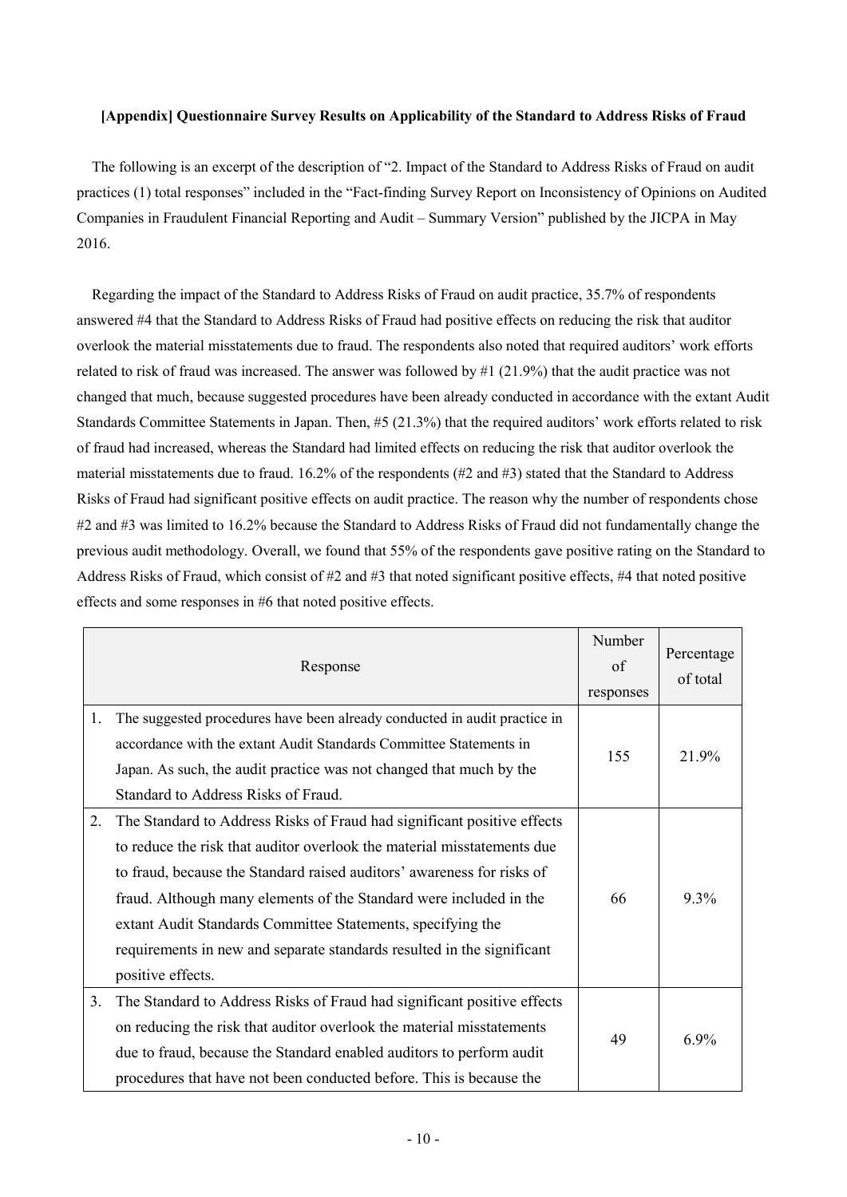**[Appendix] Questionnaire Survey Results on Applicability of the Standard to Address Risks of Fraud**

The following is an excerpt of the description of "2. Impact of the Standard to Address Risks of Fraud on audit practices (1) total responses" included in the "Fact-finding Survey Report on Inconsistency of Opinions on Audited Companies in Fraudulent Financial Reporting and Audit – Summary Version" published by the JICPA in May 2016.

Regarding the impact of the Standard to Address Risks of Fraud on audit practice, 35.7% of respondents answered #4 that the Standard to Address Risks of Fraud had positive effects on reducing the risk that auditor overlook the material misstatements due to fraud. The respondents also noted that required auditors' work efforts related to risk of fraud was increased. The answer was followed by #1 (21.9%) that the audit practice was not changed that much, because suggested procedures have been already conducted in accordance with the extant Audit Standards Committee Statements in Japan. Then, #5 (21.3%) that the required auditors' work efforts related to risk of fraud had increased, whereas the Standard had limited effects on reducing the risk that auditor overlook the material misstatements due to fraud. 16.2% of the respondents (#2 and #3) stated that the Standard to Address Risks of Fraud had significant positive effects on audit practice. The reason why the number of respondents chose #2 and #3 was limited to 16.2% because the Standard to Address Risks of Fraud did not fundamentally change the previous audit methodology. Overall, we found that 55% of the respondents gave positive rating on the Standard to Address Risks of Fraud, which consist of #2 and #3 that noted significant positive effects, #4 that noted positive effects and some responses in #6 that noted positive effects.

| Response | Number of responses | Percentage of total |
|---|---|---|
| 1. The suggested procedures have been already conducted in audit practice in accordance with the extant Audit Standards Committee Statements in Japan. As such, the audit practice was not changed that much by the Standard to Address Risks of Fraud. | 155 | 21.9% |
| 2. The Standard to Address Risks of Fraud had significant positive effects to reduce the risk that auditor overlook the material misstatements due to fraud, because the Standard raised auditors' awareness for risks of fraud. Although many elements of the Standard were included in the extant Audit Standards Committee Statements, specifying the requirements in new and separate standards resulted in the significant positive effects. | 66 | 9.3% |
| 3. The Standard to Address Risks of Fraud had significant positive effects on reducing the risk that auditor overlook the material misstatements due to fraud, because the Standard enabled auditors to perform audit procedures that have not been conducted before. This is because the | 49 | 6.9% |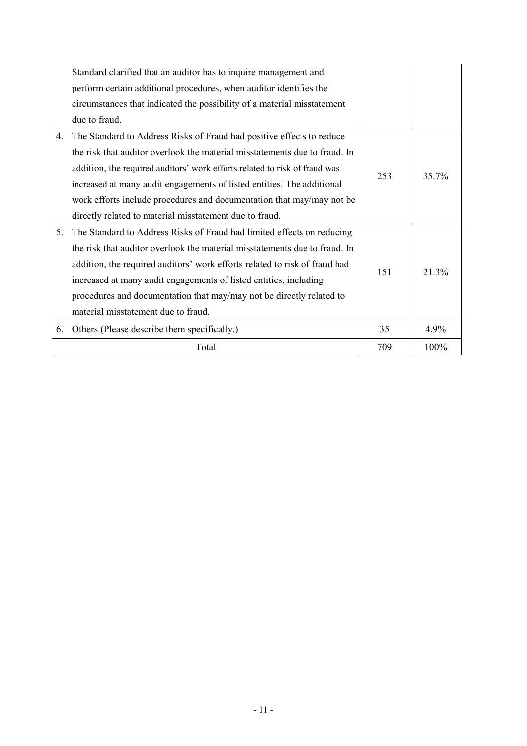| | | | |
|---|---|---|---|
| | Standard clarified that an auditor has to inquire management and perform certain additional procedures, when auditor identifies the circumstances that indicated the possibility of a material misstatement due to fraud. | | |
| 4. | The Standard to Address Risks of Fraud had positive effects to reduce the risk that auditor overlook the material misstatements due to fraud. In addition, the required auditors' work efforts related to risk of fraud was increased at many audit engagements of listed entities. The additional work efforts include procedures and documentation that may/may not be directly related to material misstatement due to fraud. | 253 | 35.7% |
| 5. | The Standard to Address Risks of Fraud had limited effects on reducing the risk that auditor overlook the material misstatements due to fraud. In addition, the required auditors' work efforts related to risk of fraud had increased at many audit engagements of listed entities, including procedures and documentation that may/may not be directly related to material misstatement due to fraud. | 151 | 21.3% |
| 6. | Others (Please describe them specifically.) | 35 | 4.9% |
| | Total | 709 | 100% |